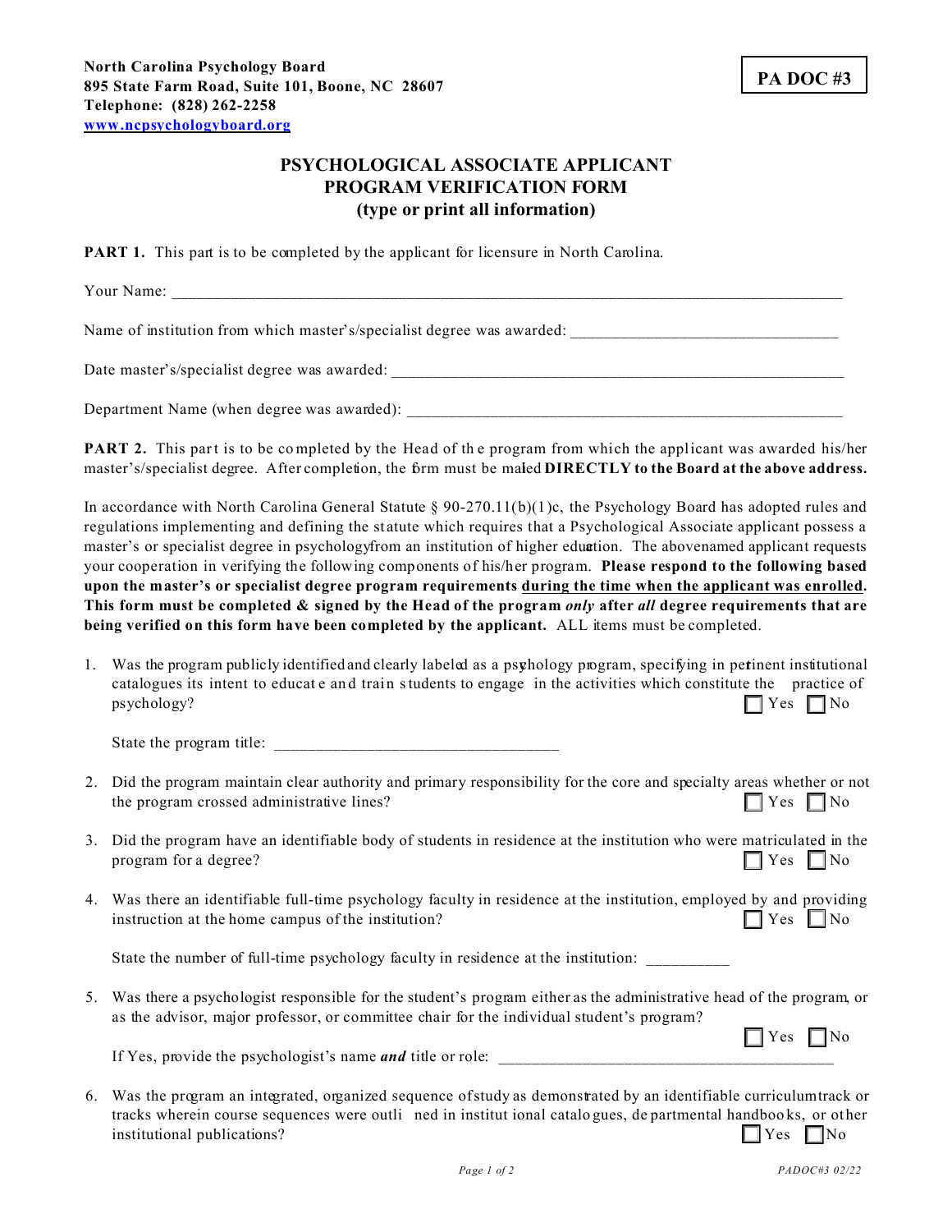**North Carolina Psychology Board**
**895 State Farm Road, Suite 101, Boone, NC 28607**
**Telephone: (828) 262-2258**
**www.ncpsychologyboard.org**

**PA DOC #3**

# PSYCHOLOGICAL ASSOCIATE APPLICANT PROGRAM VERIFICATION FORM (type or print all information)

**PART 1.** This part is to be completed by the applicant for licensure in North Carolina.

Your Name: ___________________________________________________________________________

Name of institution from which master's/specialist degree was awarded: ______________________________

Date master's/specialist degree was awarded: _____________________________________________________

Department Name (when degree was awarded): ___________________________________________________

**PART 2.** This part is to be completed by the Head of the program from which the applicant was awarded his/her master's/specialist degree. After completion, the form must be mailed **DIRECTLY to the Board at the above address.**

In accordance with North Carolina General Statute § 90-270.11(b)(1)c, the Psychology Board has adopted rules and regulations implementing and defining the statute which requires that a Psychological Associate applicant possess a master's or specialist degree in psychology from an institution of higher education. The abovenamed applicant requests your cooperation in verifying the following components of his/her program. **Please respond to the following based upon the master's or specialist degree program requirements <u>during the time when the applicant was enrolled</u>. This form must be completed & signed by the Head of the program *only* after *all* degree requirements that are being verified on this form have been completed by the applicant.** ALL items must be completed.

1. Was the program publicly identified and clearly labeled as a psychology program, specifying in pertinent institutional catalogues its intent to educate and train students to engage in the activities which constitute the practice of psychology? ☐ Yes ☐ No

   State the program title: ___________________________________

2. Did the program maintain clear authority and primary responsibility for the core and specialty areas whether or not the program crossed administrative lines? ☐ Yes ☐ No

3. Did the program have an identifiable body of students in residence at the institution who were matriculated in the program for a degree? ☐ Yes ☐ No

4. Was there an identifiable full-time psychology faculty in residence at the institution, employed by and providing instruction at the home campus of the institution? ☐ Yes ☐ No

   State the number of full-time psychology faculty in residence at the institution: __________

5. Was there a psychologist responsible for the student's program either as the administrative head of the program, or as the advisor, major professor, or committee chair for the individual student's program? ☐ Yes ☐ No

   If Yes, provide the psychologist's name ***and*** title or role: __________________________________________

6. Was the program an integrated, organized sequence of study as demonstrated by an identifiable curriculum track or tracks wherein course sequences were outlined in institutional catalogues, departmental handbooks, or other institutional publications? ☐ Yes ☐ No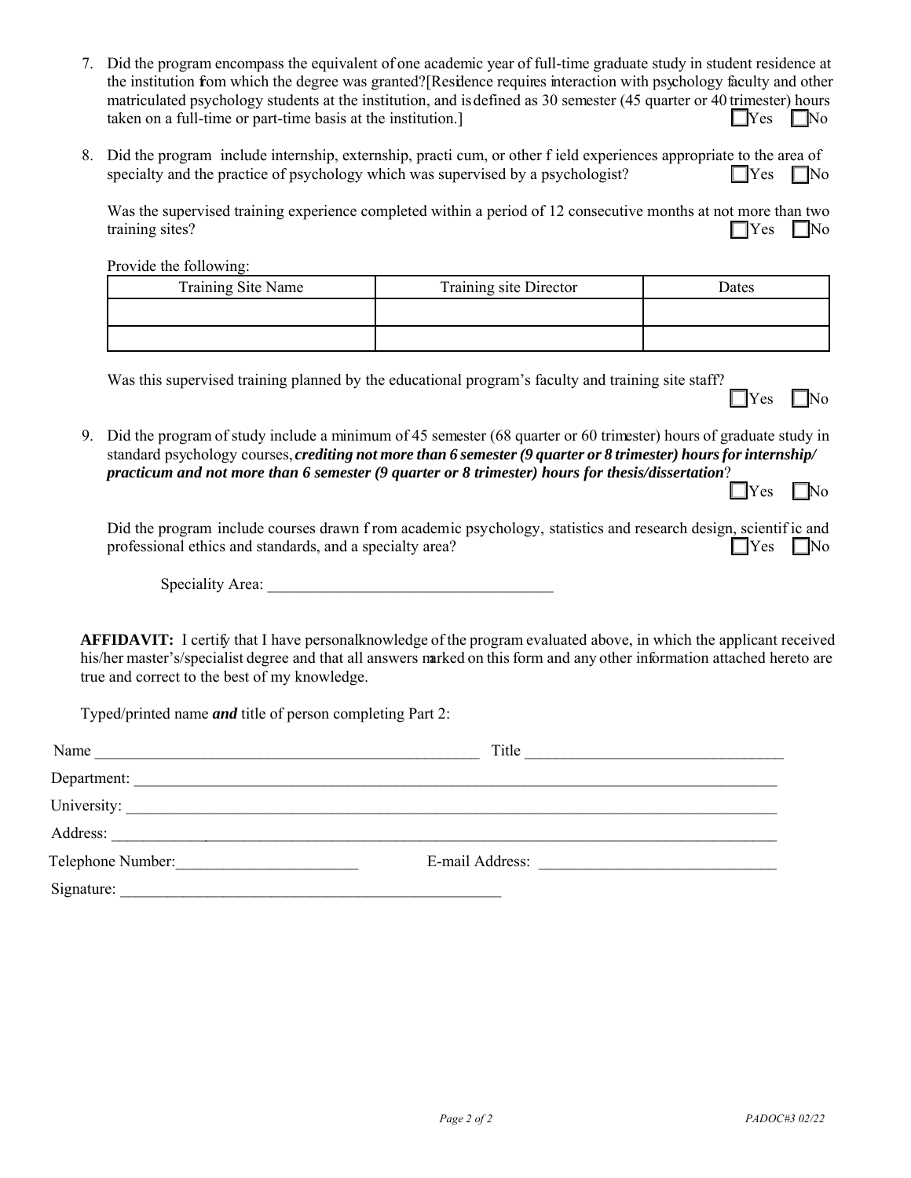7. Did the program encompass the equivalent of one academic year of full-time graduate study in student residence at the institution from which the degree was granted? [Residence requires interaction with psychology faculty and other matriculated psychology students at the institution, and is defined as 30 semester (45 quarter or 40 trimester) hours taken on a full-time or part-time basis at the institution.] ☐Yes ☐No

8. Did the program include internship, externship, practicum, or other field experiences appropriate to the area of specialty and the practice of psychology which was supervised by a psychologist? ☐Yes ☐No

   Was the supervised training experience completed within a period of 12 consecutive months at not more than two training sites? ☐Yes ☐No

   Provide the following:

| Training Site Name | Training site Director | Dates |
|---|---|---|
| | | |
| | | |

   Was this supervised training planned by the educational program's faculty and training site staff? ☐Yes ☐No

9. Did the program of study include a minimum of 45 semester (68 quarter or 60 trimester) hours of graduate study in standard psychology courses, ***crediting not more than 6 semester (9 quarter or 8 trimester) hours for internship/ practicum and not more than 6 semester (9 quarter or 8 trimester) hours for thesis/dissertation***? ☐Yes ☐No

   Did the program include courses drawn from academic psychology, statistics and research design, scientific and professional ethics and standards, and a specialty area? ☐Yes ☐No

   Speciality Area: ___________________________________

**AFFIDAVIT:** I certify that I have personal knowledge of the program evaluated above, in which the applicant received his/her master's/specialist degree and that all answers marked on this form and any other information attached hereto are true and correct to the best of my knowledge.

Typed/printed name ***and*** title of person completing Part 2:

Name ________________________________________________ Title ________________________________

Department: ________________________________________________________________________________

University: ________________________________________________________________________________

Address: __________________________________________________________________________________

Telephone Number: ______________________ E-mail Address: ______________________________

Signature: ________________________________________________

PADOC#3 02/22